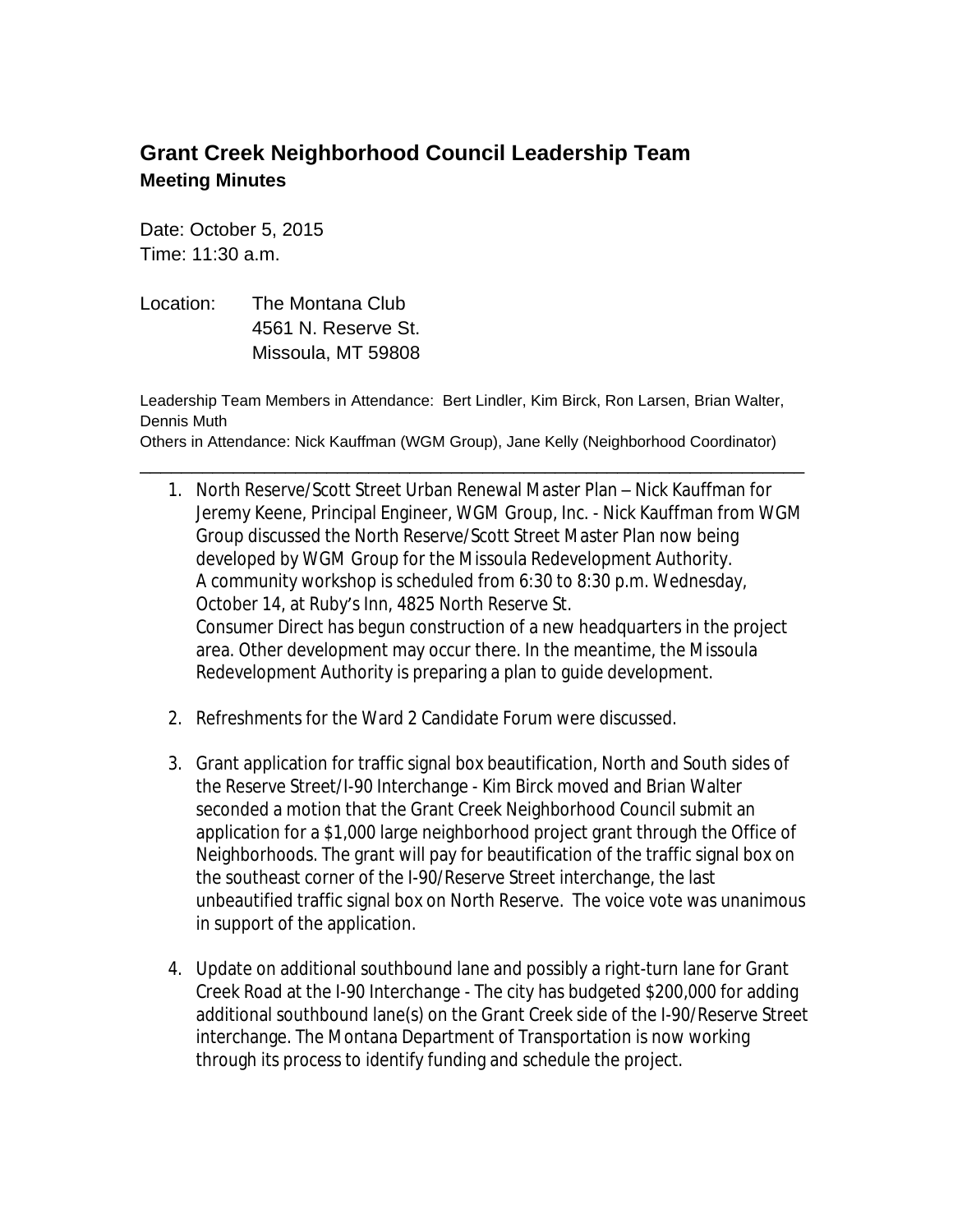# Grant Creek Neighborhood Council Leadership Team

## Meeting Minutes

Date: October 5, 2015
Time: 11:30 a.m.

Location: The Montana Club
4561 N. Reserve St.
Missoula, MT 59808

Leadership Team Members in Attendance: Bert Lindler, Kim Birck, Ron Larsen, Brian Walter, Dennis Muth
Others in Attendance: Nick Kauffman (WGM Group), Jane Kelly (Neighborhood Coordinator)

---

1. North Reserve/Scott Street Urban Renewal Master Plan – Nick Kauffman for Jeremy Keene, Principal Engineer, WGM Group, Inc. - Nick Kauffman from WGM Group discussed the North Reserve/Scott Street Master Plan now being developed by WGM Group for the Missoula Redevelopment Authority. A community workshop is scheduled from 6:30 to 8:30 p.m. Wednesday, October 14, at Ruby's Inn, 4825 North Reserve St.
   Consumer Direct has begun construction of a new headquarters in the project area. Other development may occur there. In the meantime, the Missoula Redevelopment Authority is preparing a plan to guide development.

2. Refreshments for the Ward 2 Candidate Forum were discussed.

3. Grant application for traffic signal box beautification, North and South sides of the Reserve Street/I-90 Interchange - Kim Birck moved and Brian Walter seconded a motion that the Grant Creek Neighborhood Council submit an application for a $1,000 large neighborhood project grant through the Office of Neighborhoods. The grant will pay for beautification of the traffic signal box on the southeast corner of the I-90/Reserve Street interchange, the last unbeautified traffic signal box on North Reserve. The voice vote was unanimous in support of the application.

4. Update on additional southbound lane and possibly a right-turn lane for Grant Creek Road at the I-90 Interchange - The city has budgeted $200,000 for adding additional southbound lane(s) on the Grant Creek side of the I-90/Reserve Street interchange. The Montana Department of Transportation is now working through its process to identify funding and schedule the project.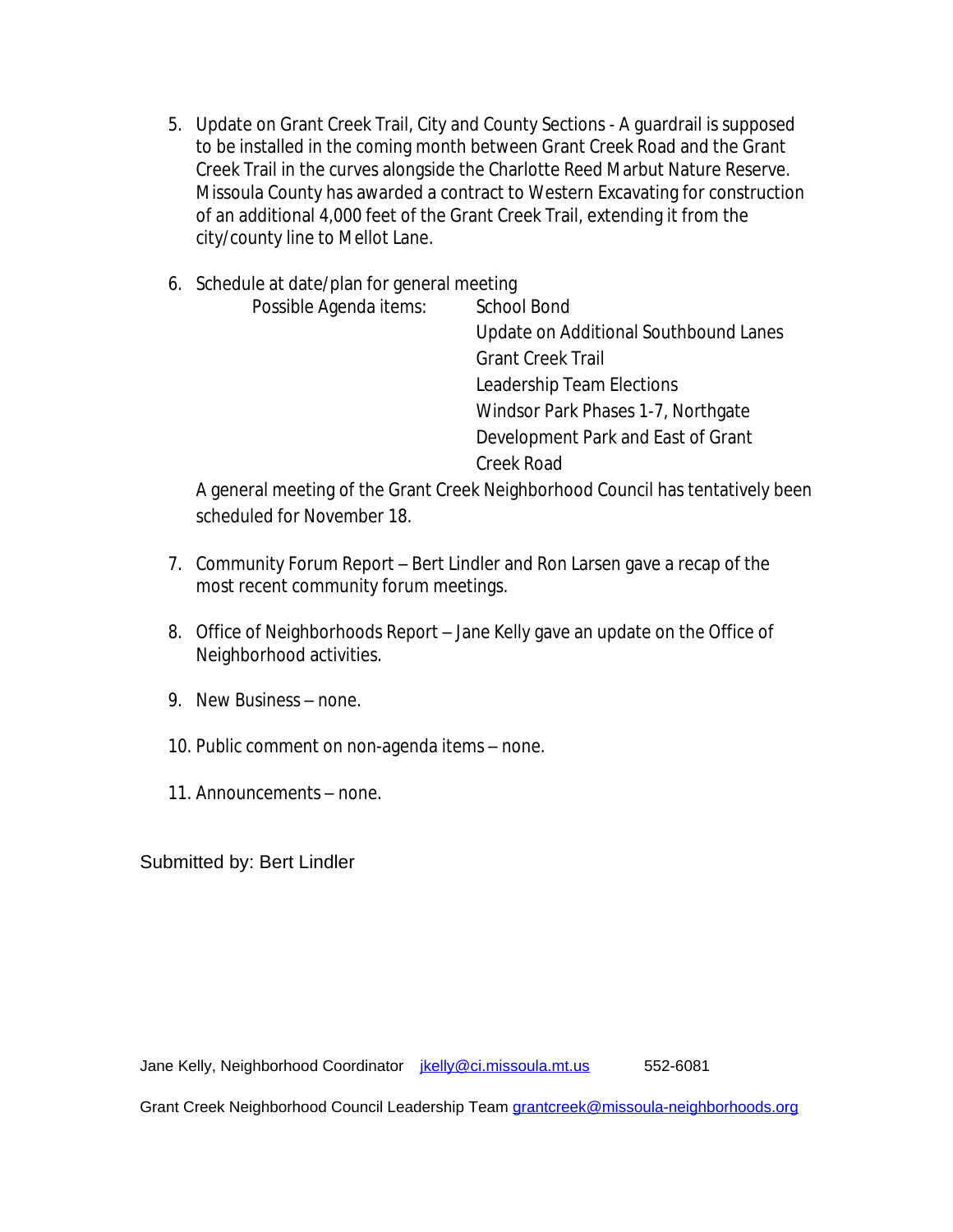5. Update on Grant Creek Trail, City and County Sections - A guardrail is supposed to be installed in the coming month between Grant Creek Road and the Grant Creek Trail in the curves alongside the Charlotte Reed Marbut Nature Reserve. Missoula County has awarded a contract to Western Excavating for construction of an additional 4,000 feet of the Grant Creek Trail, extending it from the city/county line to Mellot Lane.

6. Schedule at date/plan for general meeting

   Possible Agenda items:
   - School Bond
   - Update on Additional Southbound Lanes
   - Grant Creek Trail
   - Leadership Team Elections
   - Windsor Park Phases 1-7, Northgate Development Park and East of Grant Creek Road

   A general meeting of the Grant Creek Neighborhood Council has tentatively been scheduled for November 18.

7. Community Forum Report – Bert Lindler and Ron Larsen gave a recap of the most recent community forum meetings.

8. Office of Neighborhoods Report – Jane Kelly gave an update on the Office of Neighborhood activities.

9. New Business – none.

10. Public comment on non-agenda items – none.

11. Announcements – none.

Submitted by: Bert Lindler

Jane Kelly, Neighborhood Coordinator jkelly@ci.missoula.mt.us 552-6081

Grant Creek Neighborhood Council Leadership Team grantcreek@missoula-neighborhoods.org